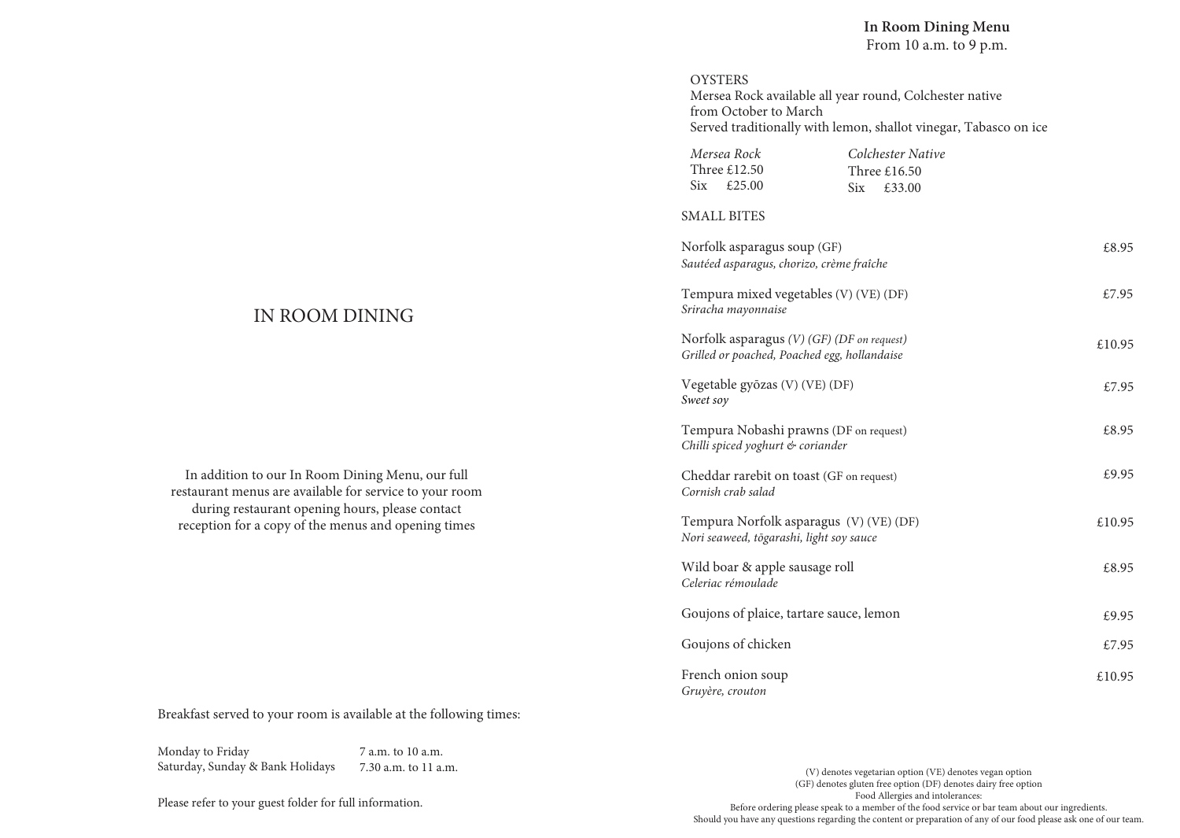# IN ROOM DINING

In addition to our In Room Dining Menu, our full restaurant menus are available for service to your room during restaurant opening hours, please contact reception for a copy of the menus and opening times

Breakfast served to your room is available at the following times:

| | |
|---|---|
| Monday to Friday | 7 a.m. to 10 a.m. |
| Saturday, Sunday & Bank Holidays | 7.30 a.m. to 11 a.m. |

Please refer to your guest folder for full information.

## In Room Dining Menu

From 10 a.m. to 9 p.m.

### OYSTERS

Mersea Rock available all year round, Colchester native from October to March

Served traditionally with lemon, shallot vinegar, Tabasco on ice

| *Mersea Rock* | *Colchester Native* |
|---|---|
| Three £12.50 | Three £16.50 |
| Six £25.00 | Six £33.00 |

### SMALL BITES

Norfolk asparagus soup (GF) — £8.95
*Sautéed asparagus, chorizo, crème fraîche*

Tempura mixed vegetables (V) (VE) (DF) — £7.95
*Sriracha mayonnaise*

Norfolk asparagus *(V) (GF) (DF on request)* — £10.95
*Grilled or poached, Poached egg, hollandaise*

Vegetable gyōzas (V) (VE) (DF) — £7.95
*Sweet soy*

Tempura Nobashi prawns (DF on request) — £8.95
*Chilli spiced yoghurt & coriander*

Cheddar rarebit on toast (GF on request) — £9.95
*Cornish crab salad*

Tempura Norfolk asparagus (V) (VE) (DF) — £10.95
*Nori seaweed, tōgarashi, light soy sauce*

Wild boar & apple sausage roll — £8.95
*Celeriac rémoulade*

Goujons of plaice, tartare sauce, lemon — £9.95

Goujons of chicken — £7.95

French onion soup — £10.95
*Gruyère, crouton*

(V) denotes vegetarian option (VE) denotes vegan option
(GF) denotes gluten free option (DF) denotes dairy free option
Food Allergies and intolerances:
Before ordering please speak to a member of the food service or bar team about our ingredients.
Should you have any questions regarding the content or preparation of any of our food please ask one of our team.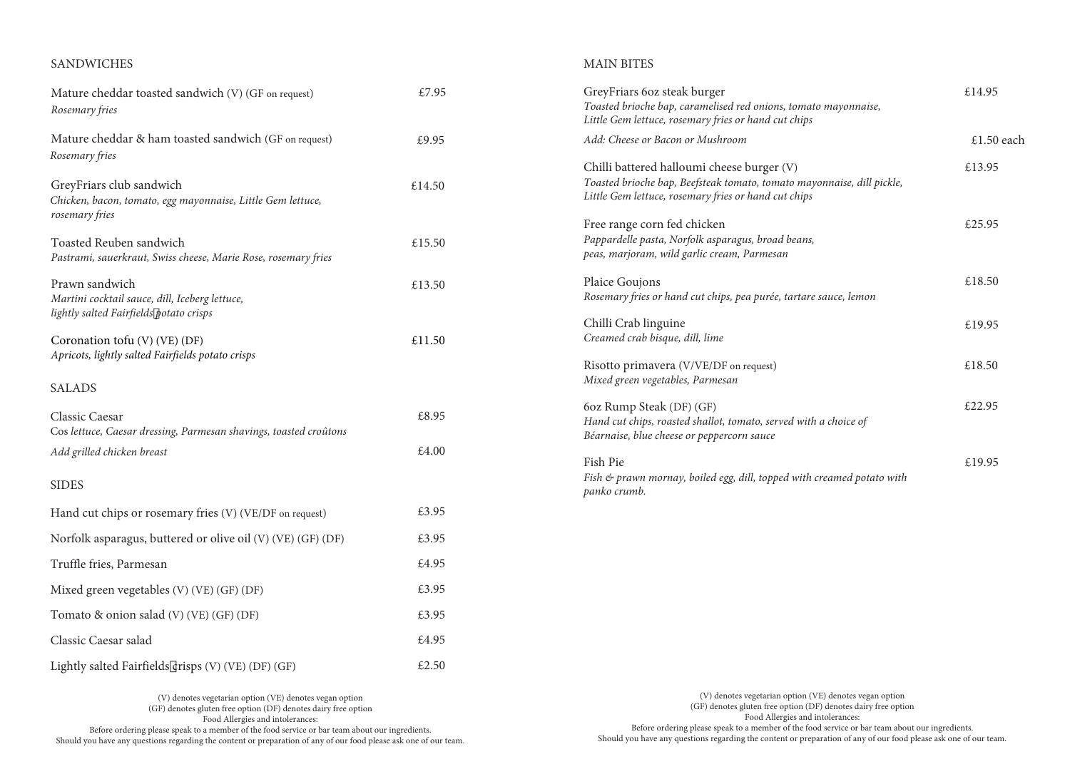## SANDWICHES

Mature cheddar toasted sandwich (V) (GF on request) — £7.95
*Rosemary fries*

Mature cheddar & ham toasted sandwich (GF on request) — £9.95
*Rosemary fries*

GreyFriars club sandwich — £14.50
*Chicken, bacon, tomato, egg mayonnaise, Little Gem lettuce, rosemary fries*

Toasted Reuben sandwich — £15.50
*Pastrami, sauerkraut, Swiss cheese, Marie Rose, rosemary fries*

Prawn sandwich — £13.50
*Martini cocktail sauce, dill, Iceberg lettuce, lightly salted Fairfields potato crisps*

Coronation tofu (V) (VE) (DF) — £11.50
*Apricots, lightly salted Fairfields potato crisps*

## SALADS

Classic Caesar — £8.95
Cos *lettuce, Caesar dressing, Parmesan shavings, toasted croûtons*

*Add grilled chicken breast* — £4.00

## SIDES

| | |
|---|---|
| Hand cut chips or rosemary fries (V) (VE/DF on request) | £3.95 |
| Norfolk asparagus, buttered or olive oil (V) (VE) (GF) (DF) | £3.95 |
| Truffle fries, Parmesan | £4.95 |
| Mixed green vegetables (V) (VE) (GF) (DF) | £3.95 |
| Tomato & onion salad (V) (VE) (GF) (DF) | £3.95 |
| Classic Caesar salad | £4.95 |
| Lightly salted Fairfields crisps (V) (VE) (DF) (GF) | £2.50 |

(V) denotes vegetarian option (VE) denotes vegan option
(GF) denotes gluten free option (DF) denotes dairy free option
Food Allergies and intolerances:
Before ordering please speak to a member of the food service or bar team about our ingredients.
Should you have any questions regarding the content or preparation of any of our food please ask one of our team.

## MAIN BITES

GreyFriars 6oz steak burger — £14.95
*Toasted brioche bap, caramelised red onions, tomato mayonnaise, Little Gem lettuce, rosemary fries or hand cut chips*

*Add: Cheese or Bacon or Mushroom* — £1.50 each

Chilli battered halloumi cheese burger (V) — £13.95
*Toasted brioche bap, Beefsteak tomato, tomato mayonnaise, dill pickle, Little Gem lettuce, rosemary fries or hand cut chips*

Free range corn fed chicken — £25.95
*Pappardelle pasta, Norfolk asparagus, broad beans, peas, marjoram, wild garlic cream, Parmesan*

Plaice Goujons — £18.50
*Rosemary fries or hand cut chips, pea purée, tartare sauce, lemon*

Chilli Crab linguine — £19.95
*Creamed crab bisque, dill, lime*

Risotto primavera (V/VE/DF on request) — £18.50
*Mixed green vegetables, Parmesan*

6oz Rump Steak (DF) (GF) — £22.95
*Hand cut chips, roasted shallot, tomato, served with a choice of Béarnaise, blue cheese or peppercorn sauce*

Fish Pie — £19.95
*Fish & prawn mornay, boiled egg, dill, topped with creamed potato with panko crumb.*

(V) denotes vegetarian option (VE) denotes vegan option
(GF) denotes gluten free option (DF) denotes dairy free option
Food Allergies and intolerances:
Before ordering please speak to a member of the food service or bar team about our ingredients.
Should you have any questions regarding the content or preparation of any of our food please ask one of our team.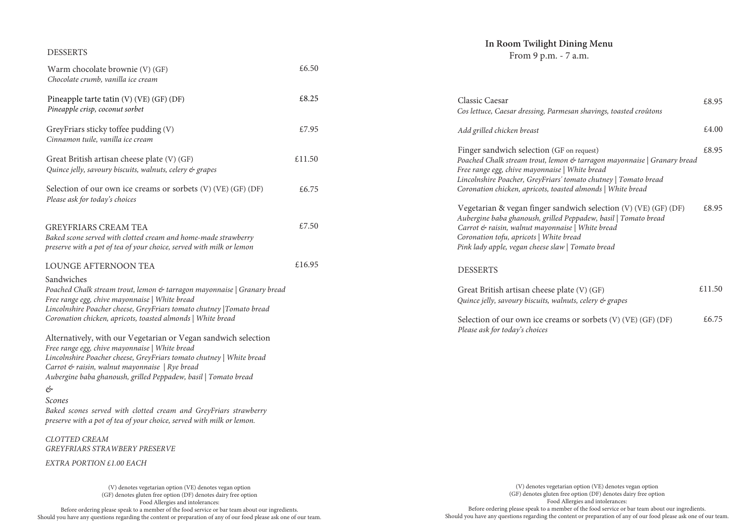## DESSERTS

Warm chocolate brownie (V) (GF) £6.50
*Chocolate crumb, vanilla ice cream*

Pineapple tarte tatin (V) (VE) (GF) (DF) £8.25
*Pineapple crisp, coconut sorbet*

GreyFriars sticky toffee pudding (V) £7.95
*Cinnamon tuile, vanilla ice cream*

Great British artisan cheese plate (V) (GF) £11.50
*Quince jelly, savoury biscuits, walnuts, celery & grapes*

Selection of our own ice creams or sorbets (V) (VE) (GF) (DF) £6.75
*Please ask for today's choices*

## GREYFRIARS CREAM TEA £7.50

*Baked scone served with clotted cream and home-made strawberry preserve with a pot of tea of your choice, served with milk or lemon*

## LOUNGE AFTERNOON TEA £16.95

Sandwiches
*Poached Chalk stream trout, lemon & tarragon mayonnaise | Granary bread*
*Free range egg, chive mayonnaise | White bread*
*Lincolnshire Poacher cheese, GreyFriars tomato chutney |Tomato bread*
*Coronation chicken, apricots, toasted almonds | White bread*

Alternatively, with our Vegetarian or Vegan sandwich selection
*Free range egg, chive mayonnaise | White bread*
*Lincolnshire Poacher cheese, GreyFriars tomato chutney | White bread*
*Carrot & raisin, walnut mayonnaise | Rye bread*
*Aubergine baba ghanoush, grilled Peppadew, basil | Tomato bread*

*&*

*Scones*
*Baked scones served with clotted cream and GreyFriars strawberry preserve with a pot of tea of your choice, served with milk or lemon.*

*CLOTTED CREAM*
*GREYFRIARS STRAWBERRY PRESERVE*

*EXTRA PORTION £1.00 EACH*

(V) denotes vegetarian option (VE) denotes vegan option
(GF) denotes gluten free option (DF) denotes dairy free option
Food Allergies and intolerances:
Before ordering please speak to a member of the food service or bar team about our ingredients.
Should you have any questions regarding the content or preparation of any of our food please ask one of our team.

# In Room Twilight Dining Menu

From 9 p.m. - 7 a.m.

Classic Caesar £8.95
*Cos lettuce, Caesar dressing, Parmesan shavings, toasted croûtons*

*Add grilled chicken breast* £4.00

Finger sandwich selection (GF on request) £8.95
*Poached Chalk stream trout, lemon & tarragon mayonnaise | Granary bread*
*Free range egg, chive mayonnaise | White bread*
*Lincolnshire Poacher, GreyFriars' tomato chutney | Tomato bread*
*Coronation chicken, apricots, toasted almonds | White bread*

Vegetarian & vegan finger sandwich selection (V) (VE) (GF) (DF) £8.95
*Aubergine baba ghanoush, grilled Peppadew, basil | Tomato bread*
*Carrot & raisin, walnut mayonnaise | White bread*
*Coronation tofu, apricots | White bread*
*Pink lady apple, vegan cheese slaw | Tomato bread*

## DESSERTS

Great British artisan cheese plate (V) (GF) £11.50
*Quince jelly, savoury biscuits, walnuts, celery & grapes*

Selection of our own ice creams or sorbets (V) (VE) (GF) (DF) £6.75
*Please ask for today's choices*

(V) denotes vegetarian option (VE) denotes vegan option
(GF) denotes gluten free option (DF) denotes dairy free option
Food Allergies and intolerances:
Before ordering please speak to a member of the food service or bar team about our ingredients.
Should you have any questions regarding the content or preparation of any of our food please ask one of our team.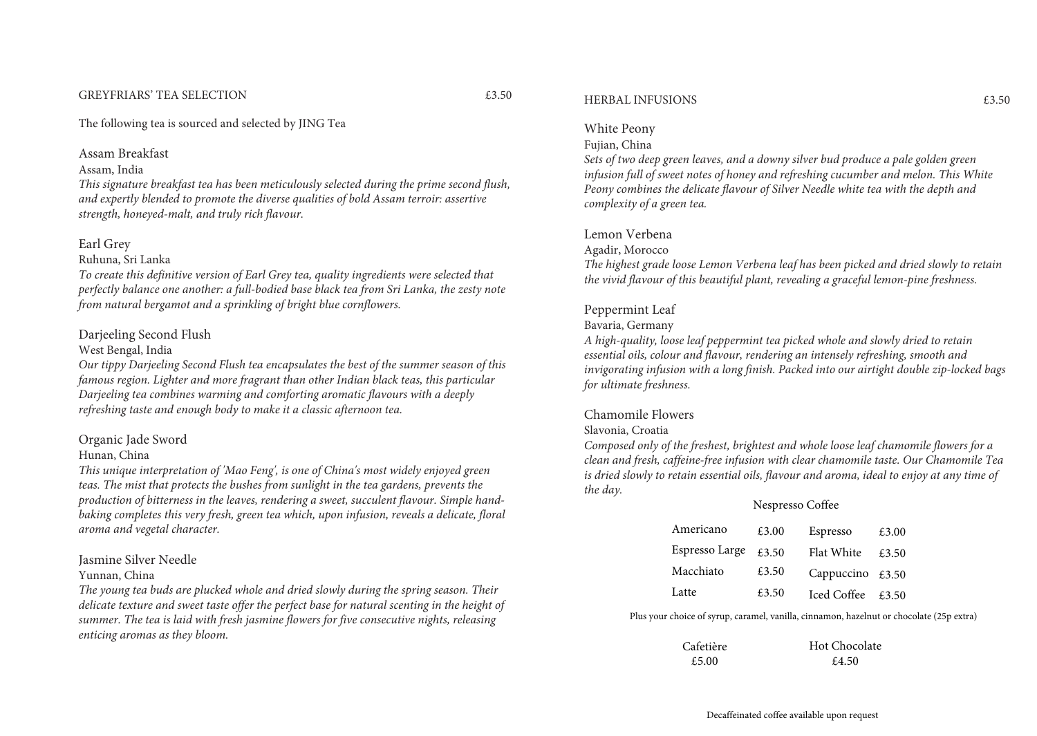## GREYFRIARS' TEA SELECTION £3.50

The following tea is sourced and selected by JING Tea

### Assam Breakfast

Assam, India

*This signature breakfast tea has been meticulously selected during the prime second flush, and expertly blended to promote the diverse qualities of bold Assam terroir: assertive strength, honeyed-malt, and truly rich flavour.*

### Earl Grey

Ruhuna, Sri Lanka

*To create this definitive version of Earl Grey tea, quality ingredients were selected that perfectly balance one another: a full-bodied base black tea from Sri Lanka, the zesty note from natural bergamot and a sprinkling of bright blue cornflowers.*

### Darjeeling Second Flush

West Bengal, India

*Our tippy Darjeeling Second Flush tea encapsulates the best of the summer season of this famous region. Lighter and more fragrant than other Indian black teas, this particular Darjeeling tea combines warming and comforting aromatic flavours with a deeply refreshing taste and enough body to make it a classic afternoon tea.*

### Organic Jade Sword

Hunan, China

*This unique interpretation of 'Mao Feng', is one of China's most widely enjoyed green teas. The mist that protects the bushes from sunlight in the tea gardens, prevents the production of bitterness in the leaves, rendering a sweet, succulent flavour. Simple hand-baking completes this very fresh, green tea which, upon infusion, reveals a delicate, floral aroma and vegetal character.*

### Jasmine Silver Needle

Yunnan, China

*The young tea buds are plucked whole and dried slowly during the spring season. Their delicate texture and sweet taste offer the perfect base for natural scenting in the height of summer. The tea is laid with fresh jasmine flowers for five consecutive nights, releasing enticing aromas as they bloom.*

## HERBAL INFUSIONS £3.50

### White Peony

Fujian, China

*Sets of two deep green leaves, and a downy silver bud produce a pale golden green infusion full of sweet notes of honey and refreshing cucumber and melon. This White Peony combines the delicate flavour of Silver Needle white tea with the depth and complexity of a green tea.*

### Lemon Verbena

Agadir, Morocco

*The highest grade loose Lemon Verbena leaf has been picked and dried slowly to retain the vivid flavour of this beautiful plant, revealing a graceful lemon-pine freshness.*

### Peppermint Leaf

Bavaria, Germany

*A high-quality, loose leaf peppermint tea picked whole and slowly dried to retain essential oils, colour and flavour, rendering an intensely refreshing, smooth and invigorating infusion with a long finish. Packed into our airtight double zip-locked bags for ultimate freshness.*

### Chamomile Flowers

Slavonia, Croatia

*Composed only of the freshest, brightest and whole loose leaf chamomile flowers for a clean and fresh, caffeine-free infusion with clear chamomile taste. Our Chamomile Tea is dried slowly to retain essential oils, flavour and aroma, ideal to enjoy at any time of the day.*

## Nespresso Coffee

| | | | |
|---|---|---|---|
| Americano | £3.00 | Espresso | £3.00 |
| Espresso Large | £3.50 | Flat White | £3.50 |
| Macchiato | £3.50 | Cappuccino | £3.50 |
| Latte | £3.50 | Iced Coffee | £3.50 |

Plus your choice of syrup, caramel, vanilla, cinnamon, hazelnut or chocolate (25p extra)

Cafetière
£5.00

Hot Chocolate
£4.50

Decaffeinated coffee available upon request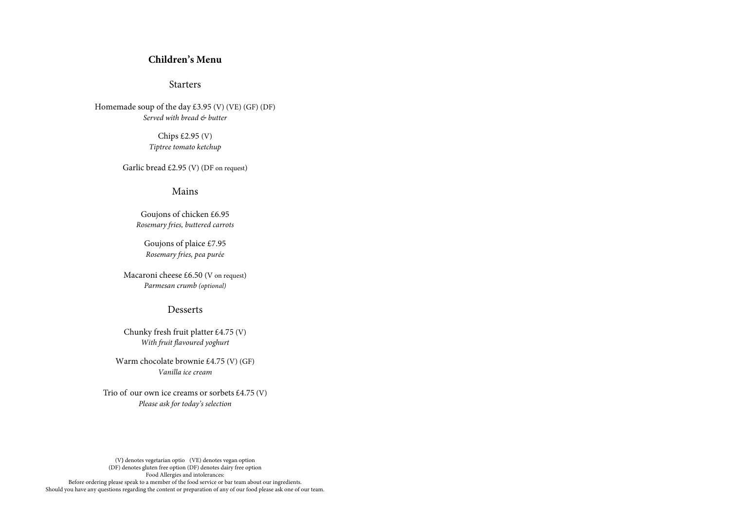# Children's Menu

## Starters

Homemade soup of the day £3.95 (V) (VE) (GF) (DF)
*Served with bread & butter*

Chips £2.95 (V)
*Tiptree tomato ketchup*

Garlic bread £2.95 (V) (DF on request)

## Mains

Goujons of chicken £6.95
*Rosemary fries, buttered carrots*

Goujons of plaice £7.95
*Rosemary fries, pea purée*

Macaroni cheese £6.50 (V on request)
*Parmesan crumb (optional)*

## Desserts

Chunky fresh fruit platter £4.75 (V)
*With fruit flavoured yoghurt*

Warm chocolate brownie £4.75 (V) (GF)
*Vanilla ice cream*

Trio of our own ice creams or sorbets £4.75 (V)
*Please ask for today's selection*

(V) denotes vegetarian optio (VE) denotes vegan option
(DF) denotes gluten free option (DF) denotes dairy free option
Food Allergies and intolerances:
Before ordering please speak to a member of the food service or bar team about our ingredients.
Should you have any questions regarding the content or preparation of any of our food please ask one of our team.